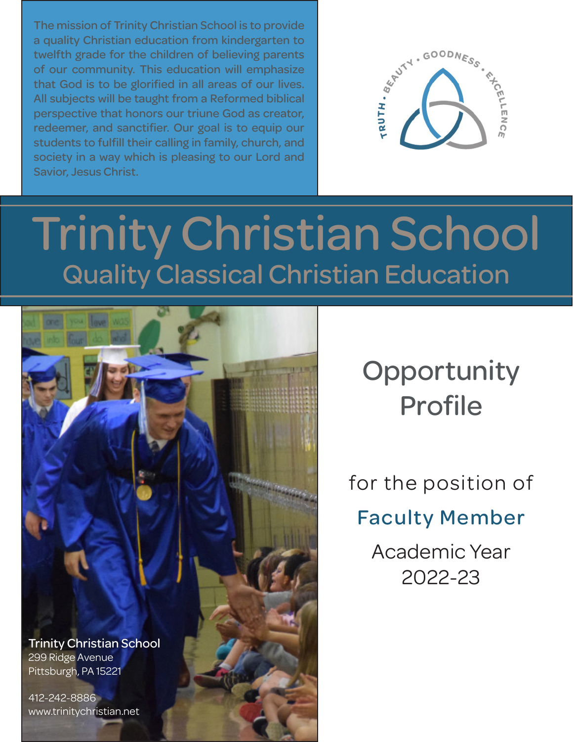The mission of Trinity Christian School is to provide a quality Christian education from kindergarten to twelfth grade for the children of believing parents of our community. This education will emphasize that God is to be glorified in all areas of our lives. All subjects will be taught from a Reformed biblical perspective that honors our triune God as creator, redeemer, and sanctifier. Our goal is to equip our students to fulfill their calling in family, church, and society in a way which is pleasing to our Lord and Savior, Jesus Christ.

TRUTH • BEAUTY • GOODNESS • EXCELLENCE

# Trinity Christian School

## Quality Classical Christian Education

**Trinity Christian School**
299 Ridge Avenue
Pittsburgh, PA 15221

412-242-8886
www.trinitychristian.net

# Opportunity Profile

for the position of

## Faculty Member

Academic Year 2022-23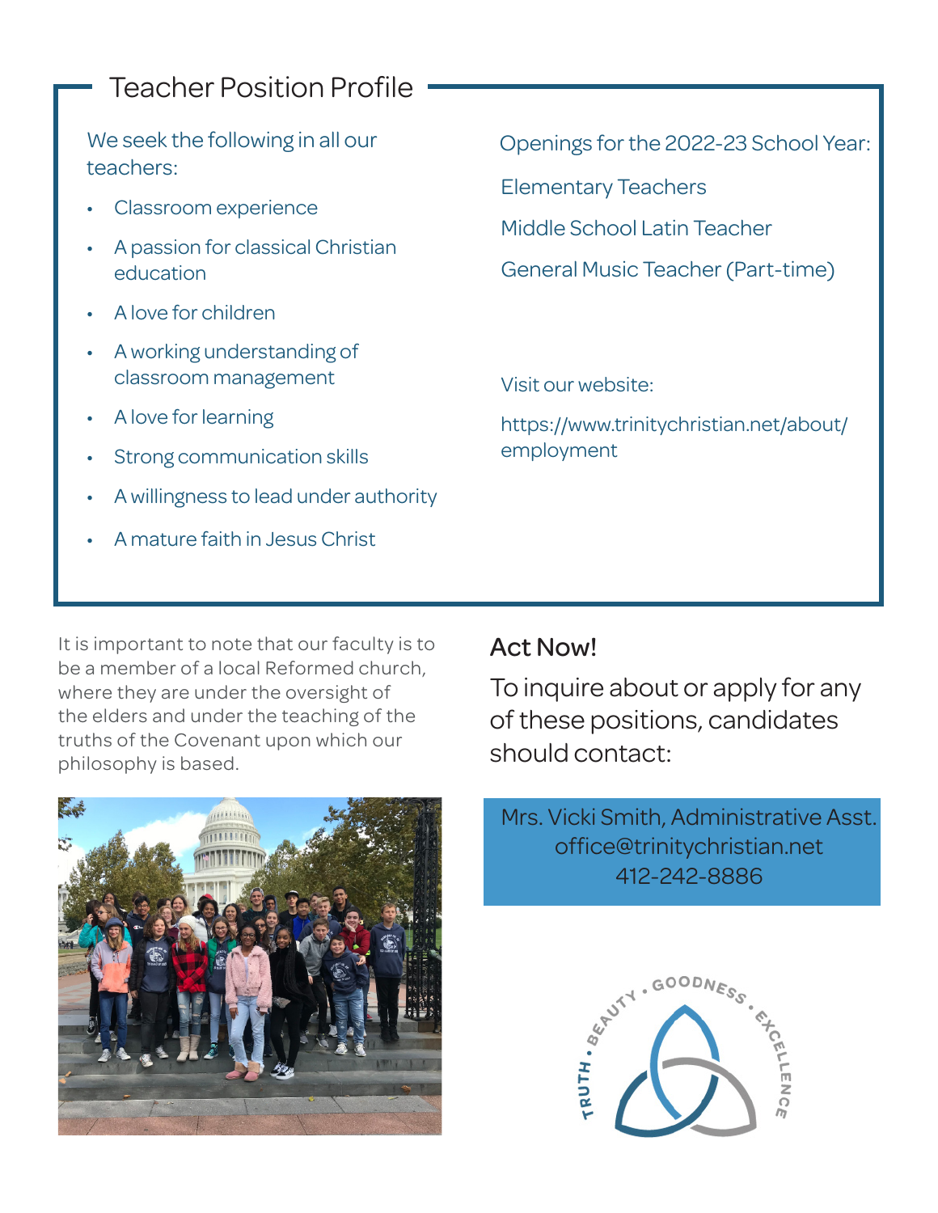## Teacher Position Profile

We seek the following in all our teachers:

- Classroom experience
- A passion for classical Christian education
- A love for children
- A working understanding of classroom management
- A love for learning
- Strong communication skills
- A willingness to lead under authority
- A mature faith in Jesus Christ

Openings for the 2022-23 School Year:

Elementary Teachers

Middle School Latin Teacher

General Music Teacher (Part-time)

Visit our website:

https://www.trinitychristian.net/about/employment

It is important to note that our faculty is to be a member of a local Reformed church, where they are under the oversight of the elders and under the teaching of the truths of the Covenant upon which our philosophy is based.

## Act Now!

To inquire about or apply for any of these positions, candidates should contact:

Mrs. Vicki Smith, Administrative Asst.
office@trinitychristian.net
412-242-8886

TRUTH • BEAUTY • GOODNESS • EXCELLENCE